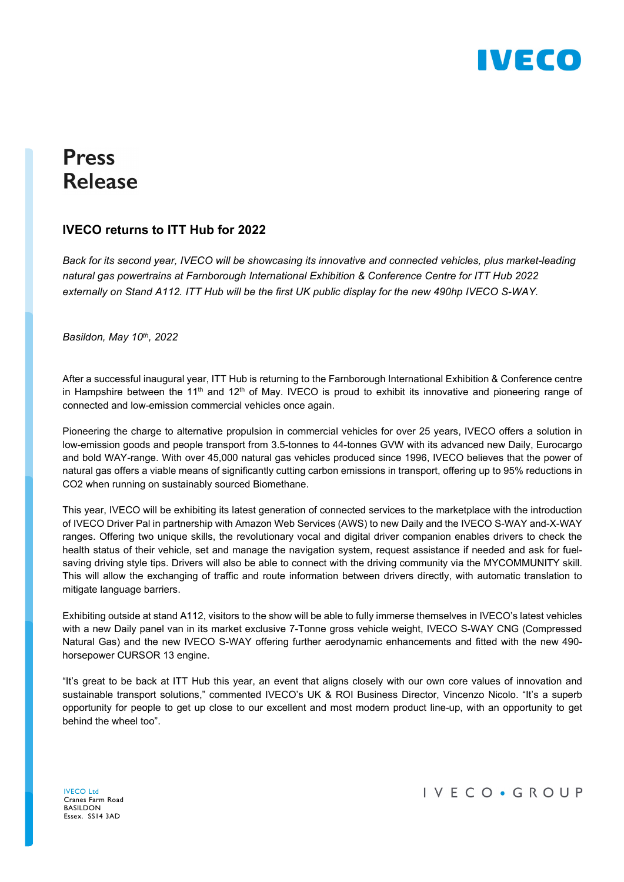# Press Release

## IVECO returns to ITT Hub for 2022

*Back for its second year, IVECO will be showcasing its innovative and connected vehicles, plus market-leading natural gas powertrains at Farnborough International Exhibition & Conference Centre for ITT Hub 2022 externally on Stand A112. ITT Hub will be the first UK public display for the new 490hp IVECO S-WAY.*

*Basildon, May 10th, 2022*

After a successful inaugural year, ITT Hub is returning to the Farnborough International Exhibition & Conference centre in Hampshire between the 11th and 12th of May. IVECO is proud to exhibit its innovative and pioneering range of connected and low-emission commercial vehicles once again.

Pioneering the charge to alternative propulsion in commercial vehicles for over 25 years, IVECO offers a solution in low-emission goods and people transport from 3.5-tonnes to 44-tonnes GVW with its advanced new Daily, Eurocargo and bold WAY-range. With over 45,000 natural gas vehicles produced since 1996, IVECO believes that the power of natural gas offers a viable means of significantly cutting carbon emissions in transport, offering up to 95% reductions in CO2 when running on sustainably sourced Biomethane.

This year, IVECO will be exhibiting its latest generation of connected services to the marketplace with the introduction of IVECO Driver Pal in partnership with Amazon Web Services (AWS) to new Daily and the IVECO S-WAY and-X-WAY ranges. Offering two unique skills, the revolutionary vocal and digital driver companion enables drivers to check the health status of their vehicle, set and manage the navigation system, request assistance if needed and ask for fuel-saving driving style tips. Drivers will also be able to connect with the driving community via the MYCOMMUNITY skill. This will allow the exchanging of traffic and route information between drivers directly, with automatic translation to mitigate language barriers.

Exhibiting outside at stand A112, visitors to the show will be able to fully immerse themselves in IVECO's latest vehicles with a new Daily panel van in its market exclusive 7-Tonne gross vehicle weight, IVECO S-WAY CNG (Compressed Natural Gas) and the new IVECO S-WAY offering further aerodynamic enhancements and fitted with the new 490-horsepower CURSOR 13 engine.

"It's great to be back at ITT Hub this year, an event that aligns closely with our own core values of innovation and sustainable transport solutions," commented IVECO's UK & ROI Business Director, Vincenzo Nicolo. "It's a superb opportunity for people to get up close to our excellent and most modern product line-up, with an opportunity to get behind the wheel too".

IVECO Ltd
Cranes Farm Road
BASILDON
Essex. SS14 3AD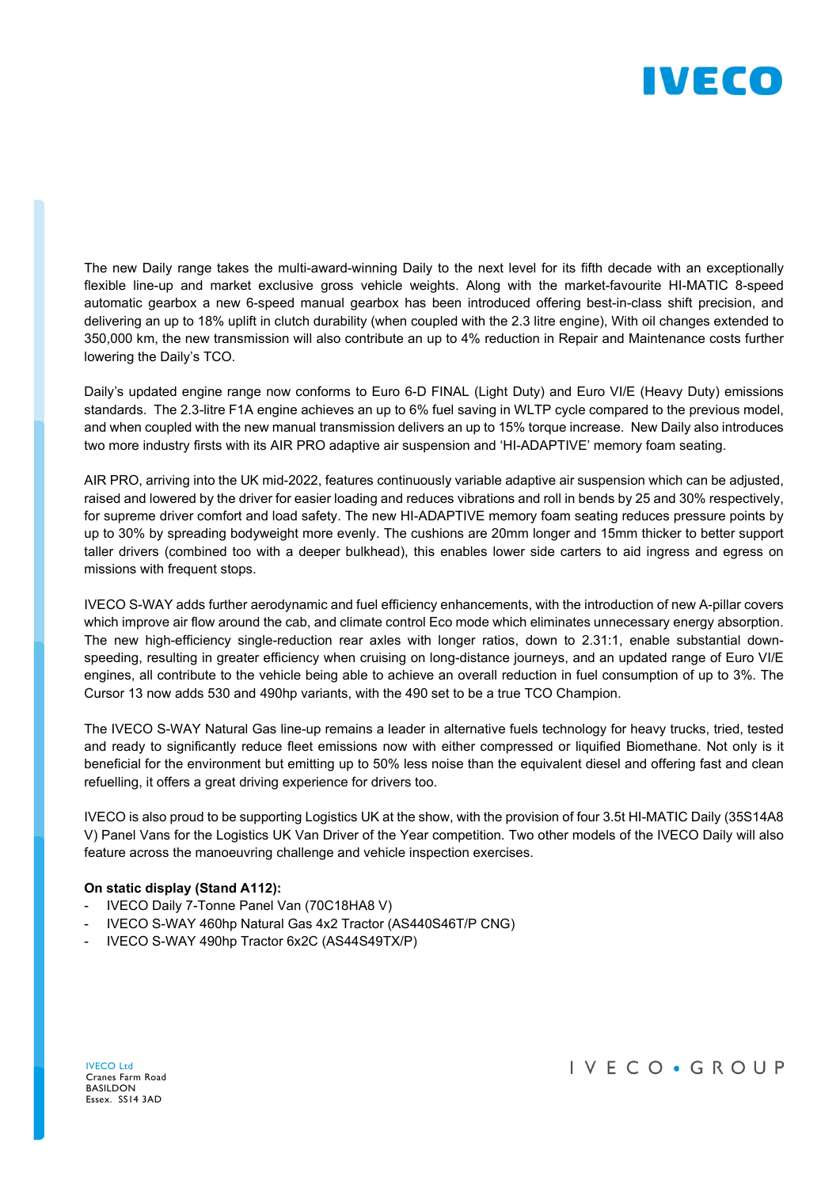The new Daily range takes the multi-award-winning Daily to the next level for its fifth decade with an exceptionally flexible line-up and market exclusive gross vehicle weights. Along with the market-favourite HI-MATIC 8-speed automatic gearbox a new 6-speed manual gearbox has been introduced offering best-in-class shift precision, and delivering an up to 18% uplift in clutch durability (when coupled with the 2.3 litre engine), With oil changes extended to 350,000 km, the new transmission will also contribute an up to 4% reduction in Repair and Maintenance costs further lowering the Daily's TCO.

Daily's updated engine range now conforms to Euro 6-D FINAL (Light Duty) and Euro VI/E (Heavy Duty) emissions standards. The 2.3-litre F1A engine achieves an up to 6% fuel saving in WLTP cycle compared to the previous model, and when coupled with the new manual transmission delivers an up to 15% torque increase. New Daily also introduces two more industry firsts with its AIR PRO adaptive air suspension and 'HI-ADAPTIVE' memory foam seating.

AIR PRO, arriving into the UK mid-2022, features continuously variable adaptive air suspension which can be adjusted, raised and lowered by the driver for easier loading and reduces vibrations and roll in bends by 25 and 30% respectively, for supreme driver comfort and load safety. The new HI-ADAPTIVE memory foam seating reduces pressure points by up to 30% by spreading bodyweight more evenly. The cushions are 20mm longer and 15mm thicker to better support taller drivers (combined too with a deeper bulkhead), this enables lower side carters to aid ingress and egress on missions with frequent stops.

IVECO S-WAY adds further aerodynamic and fuel efficiency enhancements, with the introduction of new A-pillar covers which improve air flow around the cab, and climate control Eco mode which eliminates unnecessary energy absorption. The new high-efficiency single-reduction rear axles with longer ratios, down to 2.31:1, enable substantial down-speeding, resulting in greater efficiency when cruising on long-distance journeys, and an updated range of Euro VI/E engines, all contribute to the vehicle being able to achieve an overall reduction in fuel consumption of up to 3%. The Cursor 13 now adds 530 and 490hp variants, with the 490 set to be a true TCO Champion.

The IVECO S-WAY Natural Gas line-up remains a leader in alternative fuels technology for heavy trucks, tried, tested and ready to significantly reduce fleet emissions now with either compressed or liquified Biomethane. Not only is it beneficial for the environment but emitting up to 50% less noise than the equivalent diesel and offering fast and clean refuelling, it offers a great driving experience for drivers too.

IVECO is also proud to be supporting Logistics UK at the show, with the provision of four 3.5t HI-MATIC Daily (35S14A8 V) Panel Vans for the Logistics UK Van Driver of the Year competition. Two other models of the IVECO Daily will also feature across the manoeuvring challenge and vehicle inspection exercises.

**On static display (Stand A112):**

- IVECO Daily 7-Tonne Panel Van (70C18HA8 V)
- IVECO S-WAY 460hp Natural Gas 4x2 Tractor (AS440S46T/P CNG)
- IVECO S-WAY 490hp Tractor 6x2C (AS44S49TX/P)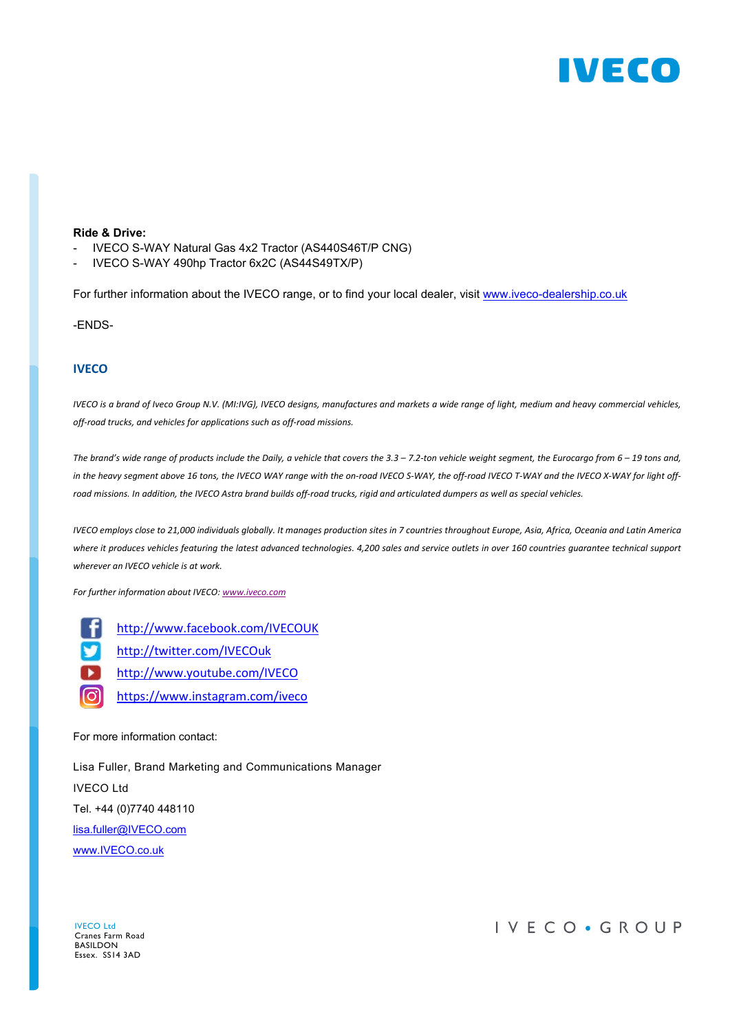**Ride & Drive:**

- IVECO S-WAY Natural Gas 4x2 Tractor (AS440S46T/P CNG)
- IVECO S-WAY 490hp Tractor 6x2C (AS44S49TX/P)

For further information about the IVECO range, or to find your local dealer, visit [www.iveco-dealership.co.uk](http://www.iveco-dealership.co.uk)

-ENDS-

## IVECO

*IVECO is a brand of Iveco Group N.V. (MI:IVG), IVECO designs, manufactures and markets a wide range of light, medium and heavy commercial vehicles, off-road trucks, and vehicles for applications such as off-road missions.*

*The brand's wide range of products include the Daily, a vehicle that covers the 3.3 – 7.2-ton vehicle weight segment, the Eurocargo from 6 – 19 tons and, in the heavy segment above 16 tons, the IVECO WAY range with the on-road IVECO S-WAY, the off-road IVECO T-WAY and the IVECO X-WAY for light off-road missions. In addition, the IVECO Astra brand builds off-road trucks, rigid and articulated dumpers as well as special vehicles.*

*IVECO employs close to 21,000 individuals globally. It manages production sites in 7 countries throughout Europe, Asia, Africa, Oceania and Latin America where it produces vehicles featuring the latest advanced technologies. 4,200 sales and service outlets in over 160 countries guarantee technical support wherever an IVECO vehicle is at work.*

*For further information about IVECO: [www.iveco.com](http://www.iveco.com)*

[http://www.facebook.com/IVECOUK](http://www.facebook.com/IVECOUK)

[http://twitter.com/IVECOuk](http://twitter.com/IVECOuk)

[http://www.youtube.com/IVECO](http://www.youtube.com/IVECO)

[https://www.instagram.com/iveco](https://www.instagram.com/iveco)

For more information contact:

Lisa Fuller, Brand Marketing and Communications Manager

IVECO Ltd

Tel. +44 (0)7740 448110

[lisa.fuller@IVECO.com](mailto:lisa.fuller@IVECO.com)

[www.IVECO.co.uk](http://www.IVECO.co.uk)

IVECO Ltd
Cranes Farm Road
BASILDON
Essex. SS14 3AD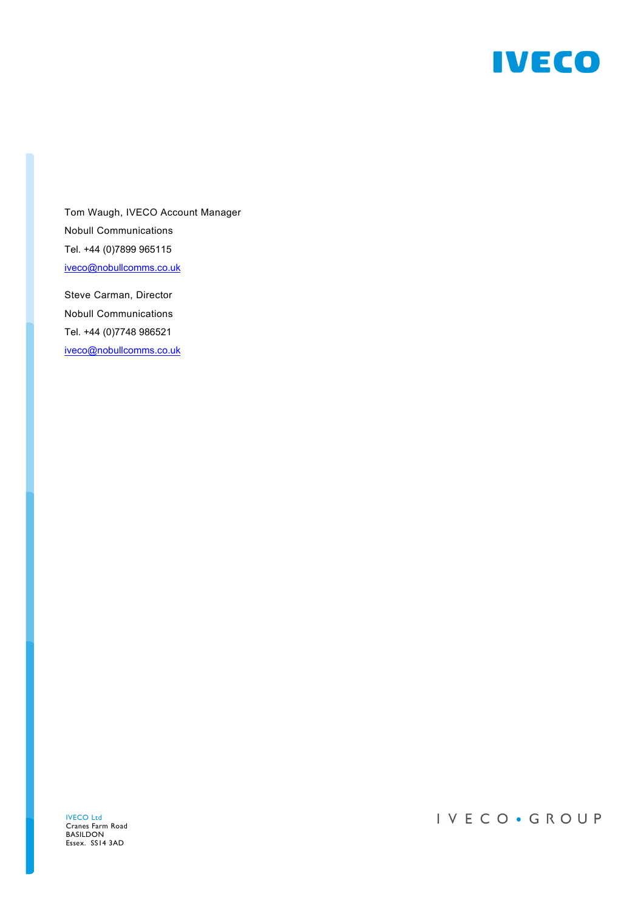Tom Waugh, IVECO Account Manager

Nobull Communications

Tel. +44 (0)7899 965115

iveco@nobullcomms.co.uk

Steve Carman, Director

Nobull Communications

Tel. +44 (0)7748 986521

iveco@nobullcomms.co.uk